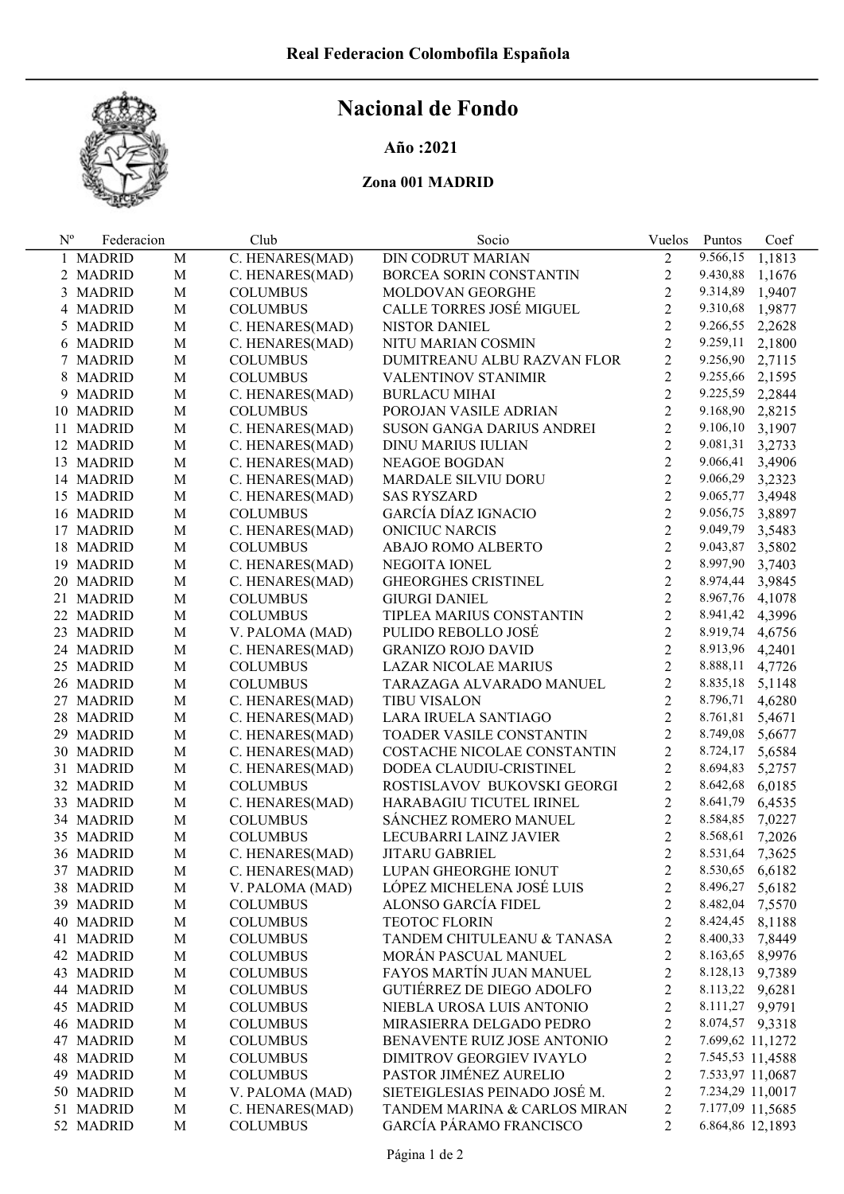Real Federacion Colombofila Española

# Nacional de Fondo

**Año :2021**

**Zona 001 MADRID**

| Nº | Federacion | | Club | Socio | Vuelos | Puntos | Coef |
|---|---|---|---|---|---|---|---|
| 1 | MADRID | M | C. HENARES(MAD) | DIN CODRUT MARIAN | 2 | 9.566,15 | 1,1813 |
| 2 | MADRID | M | C. HENARES(MAD) | BORCEA SORIN CONSTANTIN | 2 | 9.430,88 | 1,1676 |
| 3 | MADRID | M | COLUMBUS | MOLDOVAN GEORGHE | 2 | 9.314,89 | 1,9407 |
| 4 | MADRID | M | COLUMBUS | CALLE TORRES JOSÉ MIGUEL | 2 | 9.310,68 | 1,9877 |
| 5 | MADRID | M | C. HENARES(MAD) | NISTOR DANIEL | 2 | 9.266,55 | 2,2628 |
| 6 | MADRID | M | C. HENARES(MAD) | NITU MARIAN COSMIN | 2 | 9.259,11 | 2,1800 |
| 7 | MADRID | M | COLUMBUS | DUMITREANU ALBU RAZVAN FLOR | 2 | 9.256,90 | 2,7115 |
| 8 | MADRID | M | COLUMBUS | VALENTINOV STANIMIR | 2 | 9.255,66 | 2,1595 |
| 9 | MADRID | M | C. HENARES(MAD) | BURLACU MIHAI | 2 | 9.225,59 | 2,2844 |
| 10 | MADRID | M | COLUMBUS | POROJAN VASILE ADRIAN | 2 | 9.168,90 | 2,8215 |
| 11 | MADRID | M | C. HENARES(MAD) | SUSON GANGA DARIUS ANDREI | 2 | 9.106,10 | 3,1907 |
| 12 | MADRID | M | C. HENARES(MAD) | DINU MARIUS IULIAN | 2 | 9.081,31 | 3,2733 |
| 13 | MADRID | M | C. HENARES(MAD) | NEAGOE BOGDAN | 2 | 9.066,41 | 3,4906 |
| 14 | MADRID | M | C. HENARES(MAD) | MARDALE SILVIU DORU | 2 | 9.066,29 | 3,2323 |
| 15 | MADRID | M | C. HENARES(MAD) | SAS RYSZARD | 2 | 9.065,77 | 3,4948 |
| 16 | MADRID | M | COLUMBUS | GARCÍA DÍAZ IGNACIO | 2 | 9.056,75 | 3,8897 |
| 17 | MADRID | M | C. HENARES(MAD) | ONICIUC NARCIS | 2 | 9.049,79 | 3,5483 |
| 18 | MADRID | M | COLUMBUS | ABAJO ROMO ALBERTO | 2 | 9.043,87 | 3,5802 |
| 19 | MADRID | M | C. HENARES(MAD) | NEGOITA IONEL | 2 | 8.997,90 | 3,7403 |
| 20 | MADRID | M | C. HENARES(MAD) | GHEORGHES CRISTINEL | 2 | 8.974,44 | 3,9845 |
| 21 | MADRID | M | COLUMBUS | GIURGI DANIEL | 2 | 8.967,76 | 4,1078 |
| 22 | MADRID | M | COLUMBUS | TIPLEA MARIUS CONSTANTIN | 2 | 8.941,42 | 4,3996 |
| 23 | MADRID | M | V. PALOMA (MAD) | PULIDO REBOLLO JOSÉ | 2 | 8.919,74 | 4,6756 |
| 24 | MADRID | M | C. HENARES(MAD) | GRANIZO ROJO DAVID | 2 | 8.913,96 | 4,2401 |
| 25 | MADRID | M | COLUMBUS | LAZAR NICOLAE MARIUS | 2 | 8.888,11 | 4,7726 |
| 26 | MADRID | M | COLUMBUS | TARAZAGA ALVARADO MANUEL | 2 | 8.835,18 | 5,1148 |
| 27 | MADRID | M | C. HENARES(MAD) | TIBU VISALON | 2 | 8.796,71 | 4,6280 |
| 28 | MADRID | M | C. HENARES(MAD) | LARA IRUELA SANTIAGO | 2 | 8.761,81 | 5,4671 |
| 29 | MADRID | M | C. HENARES(MAD) | TOADER VASILE CONSTANTIN | 2 | 8.749,08 | 5,6677 |
| 30 | MADRID | M | C. HENARES(MAD) | COSTACHE NICOLAE CONSTANTIN | 2 | 8.724,17 | 5,6584 |
| 31 | MADRID | M | C. HENARES(MAD) | DODEA CLAUDIU-CRISTINEL | 2 | 8.694,83 | 5,2757 |
| 32 | MADRID | M | COLUMBUS | ROSTISLAVOV BUKOVSKI GEORGI | 2 | 8.642,68 | 6,0185 |
| 33 | MADRID | M | C. HENARES(MAD) | HARABAGIU TICUTEL IRINEL | 2 | 8.641,79 | 6,4535 |
| 34 | MADRID | M | COLUMBUS | SÁNCHEZ ROMERO MANUEL | 2 | 8.584,85 | 7,0227 |
| 35 | MADRID | M | COLUMBUS | LECUBARRI LAINZ JAVIER | 2 | 8.568,61 | 7,2026 |
| 36 | MADRID | M | C. HENARES(MAD) | JITARU GABRIEL | 2 | 8.531,64 | 7,3625 |
| 37 | MADRID | M | C. HENARES(MAD) | LUPAN GHEORGHE IONUT | 2 | 8.530,65 | 6,6182 |
| 38 | MADRID | M | V. PALOMA (MAD) | LÓPEZ MICHELENA JOSÉ LUIS | 2 | 8.496,27 | 5,6182 |
| 39 | MADRID | M | COLUMBUS | ALONSO GARCÍA FIDEL | 2 | 8.482,04 | 7,5570 |
| 40 | MADRID | M | COLUMBUS | TEOTOC FLORIN | 2 | 8.424,45 | 8,1188 |
| 41 | MADRID | M | COLUMBUS | TANDEM CHITULEANU & TANASA | 2 | 8.400,33 | 7,8449 |
| 42 | MADRID | M | COLUMBUS | MORÁN PASCUAL MANUEL | 2 | 8.163,65 | 8,9976 |
| 43 | MADRID | M | COLUMBUS | FAYOS MARTÍN JUAN MANUEL | 2 | 8.128,13 | 9,7389 |
| 44 | MADRID | M | COLUMBUS | GUTIÉRREZ DE DIEGO ADOLFO | 2 | 8.113,22 | 9,6281 |
| 45 | MADRID | M | COLUMBUS | NIEBLA UROSA LUIS ANTONIO | 2 | 8.111,27 | 9,9791 |
| 46 | MADRID | M | COLUMBUS | MIRASIERRA DELGADO PEDRO | 2 | 8.074,57 | 9,3318 |
| 47 | MADRID | M | COLUMBUS | BENAVENTE RUIZ JOSE ANTONIO | 2 | 7.699,62 | 11,1272 |
| 48 | MADRID | M | COLUMBUS | DIMITROV GEORGIEV IVAYLO | 2 | 7.545,53 | 11,4588 |
| 49 | MADRID | M | COLUMBUS | PASTOR JIMÉNEZ AURELIO | 2 | 7.533,97 | 11,0687 |
| 50 | MADRID | M | V. PALOMA (MAD) | SIETEIGLESIAS PEINADO JOSÉ M. | 2 | 7.234,29 | 11,0017 |
| 51 | MADRID | M | C. HENARES(MAD) | TANDEM MARINA & CARLOS MIRAN | 2 | 7.177,09 | 11,5685 |
| 52 | MADRID | M | COLUMBUS | GARCÍA PÁRAMO FRANCISCO | 2 | 6.864,86 | 12,1893 |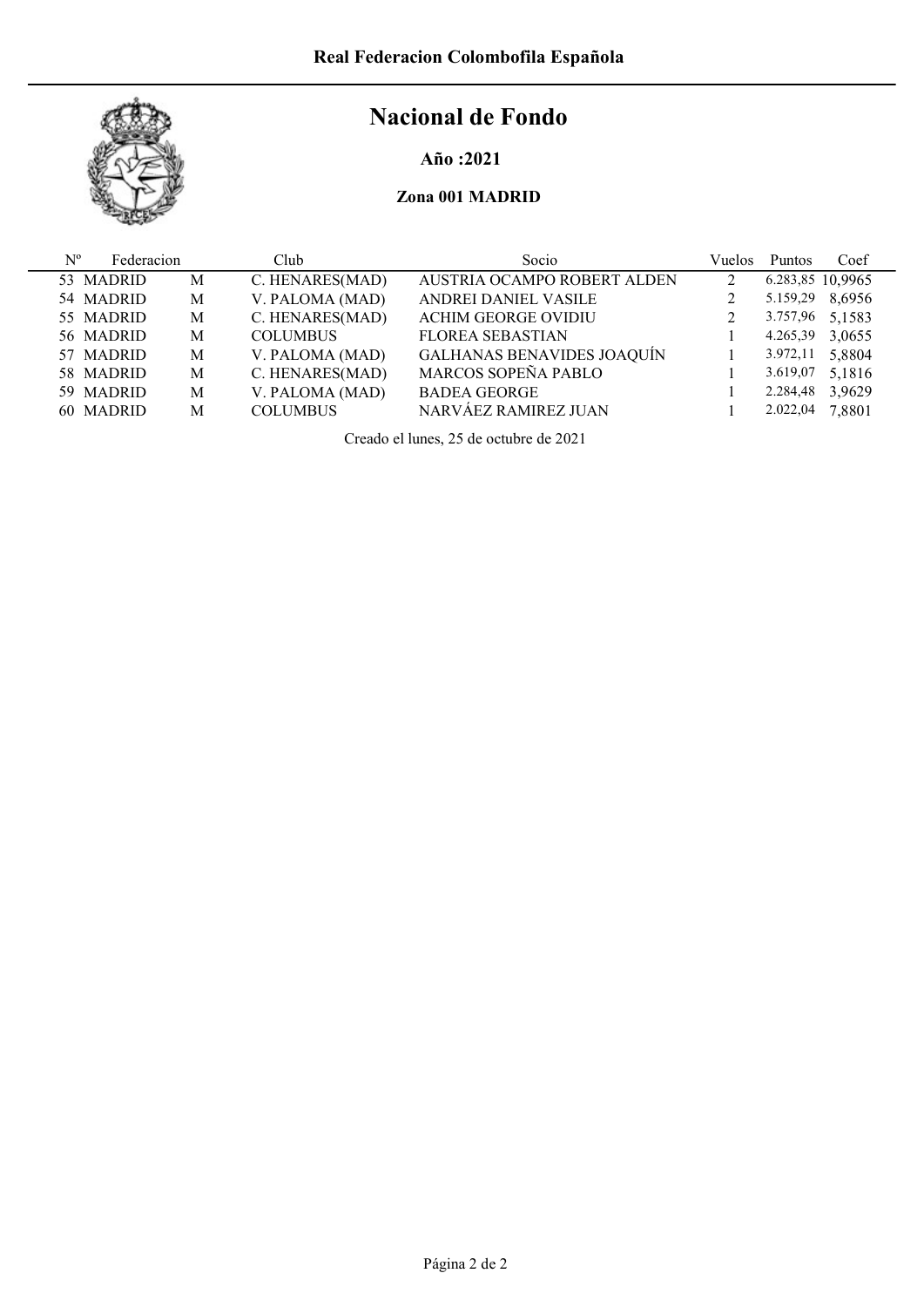# Nacional de Fondo

**Año :2021**

**Zona 001 MADRID**

| Nº | Federacion | | Club | Socio | Vuelos | Puntos | Coef |
|---|---|---|---|---|---|---|---|
| 53 | MADRID | M | C. HENARES(MAD) | AUSTRIA OCAMPO ROBERT ALDEN | 2 | 6.283,85 | 10,9965 |
| 54 | MADRID | M | V. PALOMA (MAD) | ANDREI DANIEL VASILE | 2 | 5.159,29 | 8,6956 |
| 55 | MADRID | M | C. HENARES(MAD) | ACHIM GEORGE OVIDIU | 2 | 3.757,96 | 5,1583 |
| 56 | MADRID | M | COLUMBUS | FLOREA SEBASTIAN | 1 | 4.265,39 | 3,0655 |
| 57 | MADRID | M | V. PALOMA (MAD) | GALHANAS BENAVIDES JOAQUÍN | 1 | 3.972,11 | 5,8804 |
| 58 | MADRID | M | C. HENARES(MAD) | MARCOS SOPEÑA PABLO | 1 | 3.619,07 | 5,1816 |
| 59 | MADRID | M | V. PALOMA (MAD) | BADEA GEORGE | 1 | 2.284,48 | 3,9629 |
| 60 | MADRID | M | COLUMBUS | NARVÁEZ RAMIREZ JUAN | 1 | 2.022,04 | 7,8801 |

Creado el lunes, 25 de octubre de 2021